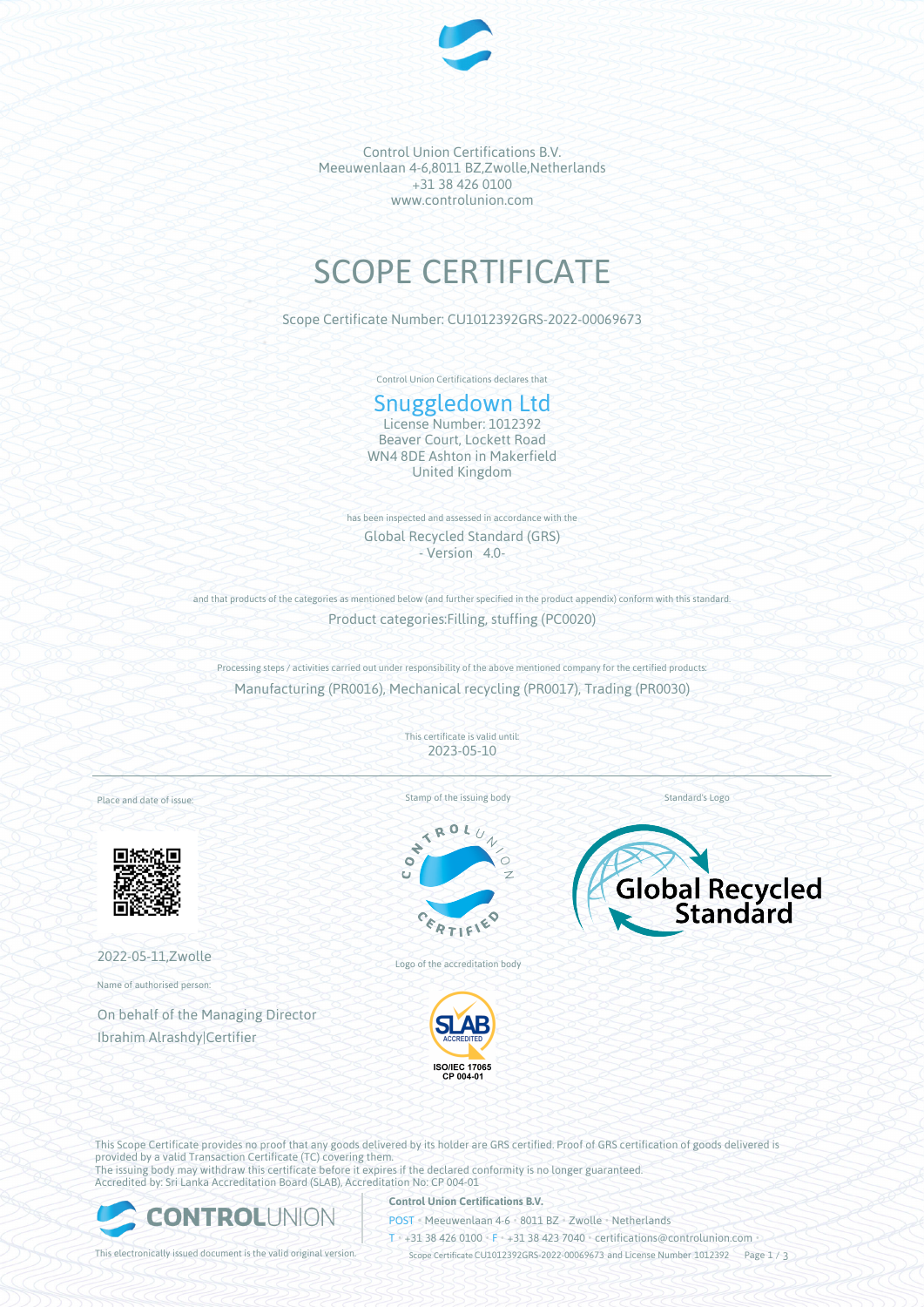Control Union Certifications B.V.
Meeuwenlaan 4-6,8011 BZ,Zwolle,Netherlands
+31 38 426 0100
www.controlunion.com

# SCOPE CERTIFICATE

Scope Certificate Number: CU1012392GRS-2022-00069673

Control Union Certifications declares that

## Snuggledown Ltd

License Number: 1012392
Beaver Court, Lockett Road
WN4 8DE Ashton in Makerfield
United Kingdom

has been inspected and assessed in accordance with the

Global Recycled Standard (GRS)
\- Version 4.0-

and that products of the categories as mentioned below (and further specified in the product appendix) conform with this standard.

Product categories:Filling, stuffing (PC0020)

Processing steps / activities carried out under responsibility of the above mentioned company for the certified products:

Manufacturing (PR0016), Mechanical recycling (PR0017), Trading (PR0030)

This certificate is valid until:
2023-05-10

Place and date of issue:

2022-05-11,Zwolle

Name of authorised person:

On behalf of the Managing Director
Ibrahim Alrashdy|Certifier

Stamp of the issuing body

Logo of the accreditation body

ISO/IEC 17065
CP 004-01

Standard's Logo

This Scope Certificate provides no proof that any goods delivered by its holder are GRS certified. Proof of GRS certification of goods delivered is provided by a valid Transaction Certificate (TC) covering them.
The issuing body may withdraw this certificate before it expires if the declared conformity is no longer guaranteed.
Accredited by: Sri Lanka Accreditation Board (SLAB), Accreditation No: CP 004-01

This electronically issued document is the valid original version.

**Control Union Certifications B.V.**
POST • Meeuwenlaan 4-6 • 8011 BZ • Zwolle • Netherlands
T • +31 38 426 0100 • F • +31 38 423 7040 • certifications@controlunion.com •
Scope Certificate CU1012392GRS-2022-00069673 and License Number 1012392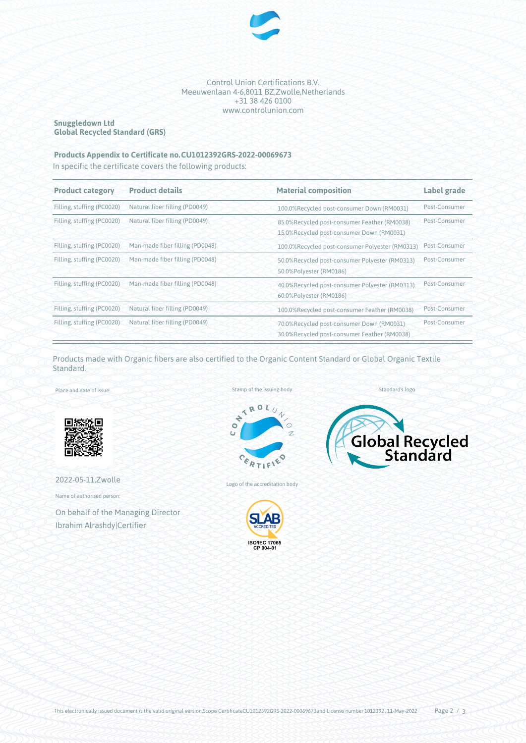Control Union Certifications B.V.
Meeuwenlaan 4-6,8011 BZ,Zwolle,Netherlands
+31 38 426 0100
www.controlunion.com

**Snuggledown Ltd**
**Global Recycled Standard (GRS)**

**Products Appendix to Certificate no.CU1012392GRS-2022-00069673**

In specific the certificate covers the following products:

| Product category | Product details | Material composition | Label grade |
|---|---|---|---|
| Filling, stuffing (PC0020) | Natural fiber filling (PD0049) | 100.0%Recycled post-consumer Down (RM0031) | Post-Consumer |
| Filling, stuffing (PC0020) | Natural fiber filling (PD0049) | 85.0%Recycled post-consumer Feather (RM0038)<br>15.0%Recycled post-consumer Down (RM0031) | Post-Consumer |
| Filling, stuffing (PC0020) | Man-made fiber filling (PD0048) | 100.0%Recycled post-consumer Polyester (RM0313) | Post-Consumer |
| Filling, stuffing (PC0020) | Man-made fiber filling (PD0048) | 50.0%Recycled post-consumer Polyester (RM0313)<br>50.0%Polyester (RM0186) | Post-Consumer |
| Filling, stuffing (PC0020) | Man-made fiber filling (PD0048) | 40.0%Recycled post-consumer Polyester (RM0313)<br>60.0%Polyester (RM0186) | Post-Consumer |
| Filling, stuffing (PC0020) | Natural fiber filling (PD0049) | 100.0%Recycled post-consumer Feather (RM0038) | Post-Consumer |
| Filling, stuffing (PC0020) | Natural fiber filling (PD0049) | 70.0%Recycled post-consumer Down (RM0031)<br>30.0%Recycled post-consumer Feather (RM0038) | Post-Consumer |

Products made with Organic fibers are also certified to the Organic Content Standard or Global Organic Textile Standard.

Place and date of issue:

2022-05-11,Zwolle

Name of authorised person:

On behalf of the Managing Director
Ibrahim Alrashdy|Certifier

Stamp of the issuing body

Logo of the accreditation body

Standard's logo

This electronically issued document is the valid original version.Scope CertificateCU1012392GRS-2022-00069673and License number 1012392, 11-May-2022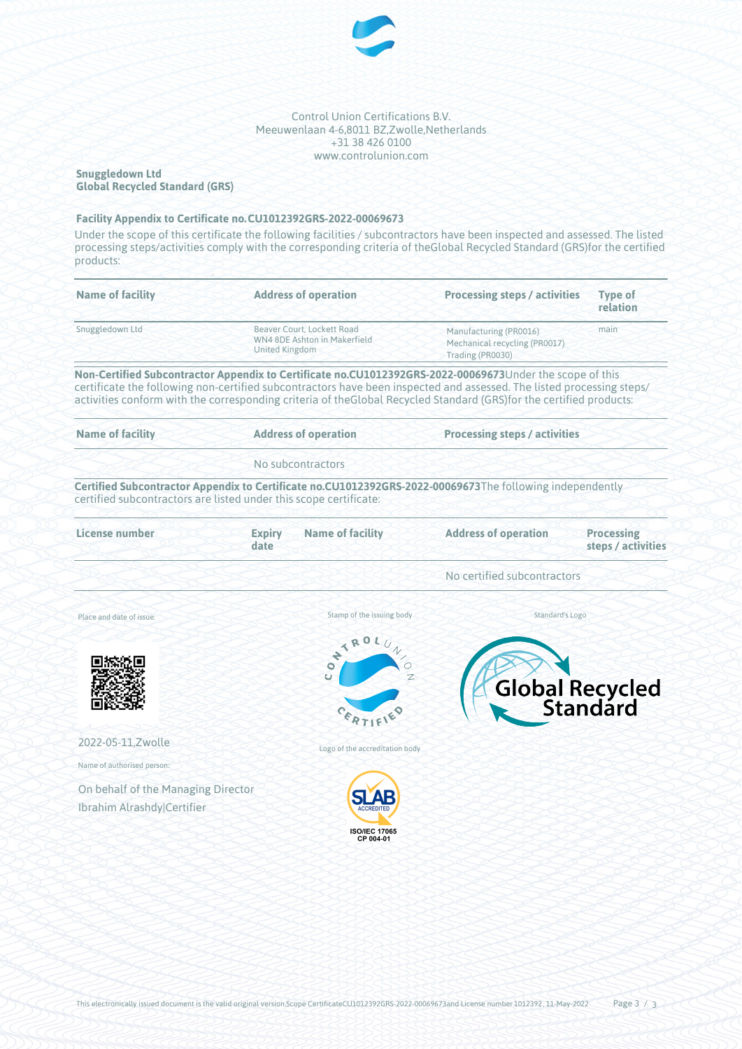Control Union Certifications B.V.
Meeuwenlaan 4-6,8011 BZ,Zwolle,Netherlands
+31 38 426 0100
www.controlunion.com

**Snuggledown Ltd**
**Global Recycled Standard (GRS)**

**Facility Appendix to Certificate no. CU1012392GRS-2022-00069673**

Under the scope of this certificate the following facilities / subcontractors have been inspected and assessed. The listed processing steps/activities comply with the corresponding criteria of theGlobal Recycled Standard (GRS)for the certified products:

| Name of facility | Address of operation | Processing steps / activities | Type of relation |
|---|---|---|---|
| Snuggledown Ltd | Beaver Court, Lockett Road<br>WN4 8DE Ashton in Makerfield<br>United Kingdom | Manufacturing (PR0016)<br>Mechanical recycling (PR0017)<br>Trading (PR0030) | main |

**Non-Certified Subcontractor Appendix to Certificate no.CU1012392GRS-2022-00069673**Under the scope of this certificate the following non-certified subcontractors have been inspected and assessed. The listed processing steps/activities conform with the corresponding criteria of theGlobal Recycled Standard (GRS)for the certified products:

| Name of facility | Address of operation | Processing steps / activities |
|---|---|---|
| | No subcontractors | |

**Certified Subcontractor Appendix to Certificate no.CU1012392GRS-2022-00069673**The following independently certified subcontractors are listed under this scope certificate:

| License number | Expiry date | Name of facility | Address of operation | Processing steps / activities |
|---|---|---|---|---|
| | | | No certified subcontractors | |

Place and date of issue:

2022-05-11,Zwolle

Name of authorised person:

On behalf of the Managing Director
Ibrahim Alrashdy|Certifier

Stamp of the issuing body

Standard's Logo

Logo of the accreditation body

This electronically issued document is the valid original version.Scope CertificateCU1012392GRS-2022-00069673and License number 1012392, 11-May-2022